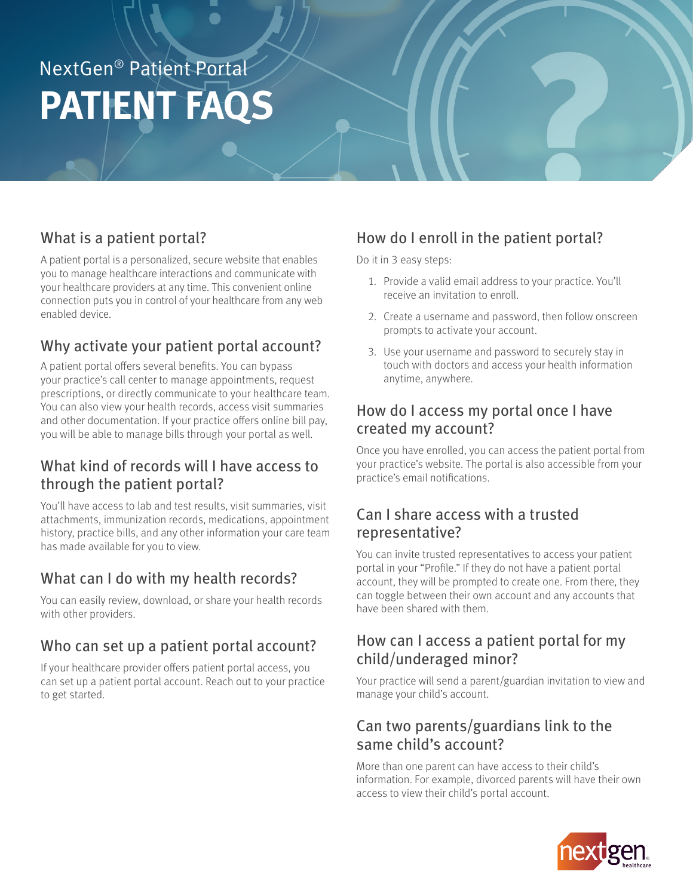NextGen® Patient Portal

# PATIENT FAQS

## What is a patient portal?

A patient portal is a personalized, secure website that enables you to manage healthcare interactions and communicate with your healthcare providers at any time. This convenient online connection puts you in control of your healthcare from any web enabled device.

## Why activate your patient portal account?

A patient portal offers several benefits. You can bypass your practice's call center to manage appointments, request prescriptions, or directly communicate to your healthcare team. You can also view your health records, access visit summaries and other documentation. If your practice offers online bill pay, you will be able to manage bills through your portal as well.

## What kind of records will I have access to through the patient portal?

You'll have access to lab and test results, visit summaries, visit attachments, immunization records, medications, appointment history, practice bills, and any other information your care team has made available for you to view.

## What can I do with my health records?

You can easily review, download, or share your health records with other providers.

## Who can set up a patient portal account?

If your healthcare provider offers patient portal access, you can set up a patient portal account. Reach out to your practice to get started.

## How do I enroll in the patient portal?

Do it in 3 easy steps:

1. Provide a valid email address to your practice. You'll receive an invitation to enroll.
2. Create a username and password, then follow onscreen prompts to activate your account.
3. Use your username and password to securely stay in touch with doctors and access your health information anytime, anywhere.

## How do I access my portal once I have created my account?

Once you have enrolled, you can access the patient portal from your practice's website. The portal is also accessible from your practice's email notifications.

## Can I share access with a trusted representative?

You can invite trusted representatives to access your patient portal in your "Profile." If they do not have a patient portal account, they will be prompted to create one. From there, they can toggle between their own account and any accounts that have been shared with them.

## How can I access a patient portal for my child/underaged minor?

Your practice will send a parent/guardian invitation to view and manage your child's account.

## Can two parents/guardians link to the same child's account?

More than one parent can have access to their child's information. For example, divorced parents will have their own access to view their child's portal account.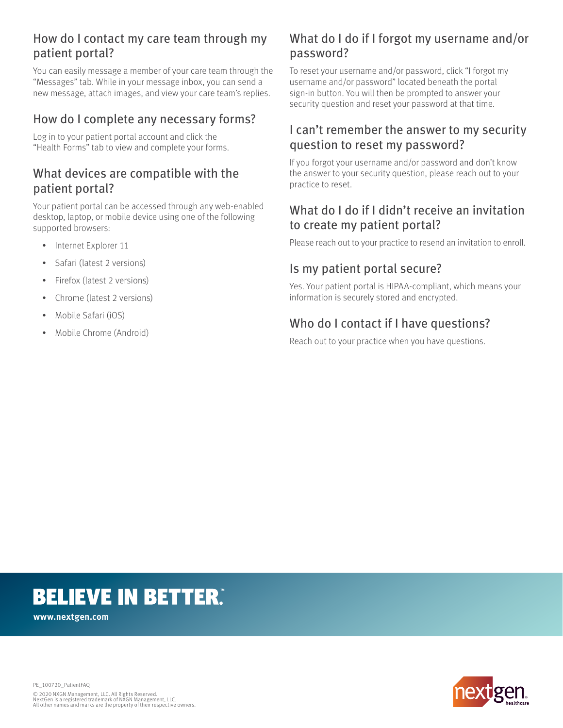## How do I contact my care team through my patient portal?

You can easily message a member of your care team through the "Messages" tab. While in your message inbox, you can send a new message, attach images, and view your care team's replies.

## How do I complete any necessary forms?

Log in to your patient portal account and click the "Health Forms" tab to view and complete your forms.

## What devices are compatible with the patient portal?

Your patient portal can be accessed through any web-enabled desktop, laptop, or mobile device using one of the following supported browsers:

- Internet Explorer 11
- Safari (latest 2 versions)
- Firefox (latest 2 versions)
- Chrome (latest 2 versions)
- Mobile Safari (iOS)
- Mobile Chrome (Android)

## What do I do if I forgot my username and/or password?

To reset your username and/or password, click "I forgot my username and/or password" located beneath the portal sign-in button. You will then be prompted to answer your security question and reset your password at that time.

## I can't remember the answer to my security question to reset my password?

If you forgot your username and/or password and don't know the answer to your security question, please reach out to your practice to reset.

## What do I do if I didn't receive an invitation to create my patient portal?

Please reach out to your practice to resend an invitation to enroll.

## Is my patient portal secure?

Yes. Your patient portal is HIPAA-compliant, which means your information is securely stored and encrypted.

## Who do I contact if I have questions?

Reach out to your practice when you have questions.

**BELIEVE IN BETTER.™**

**www.nextgen.com**

PE_100720_PatientFAQ

© 2020 NXGN Management, LLC. All Rights Reserved.
NextGen is a registered trademark of NXGN Management, LLC.
All other names and marks are the property of their respective owners.

nextgen® healthcare